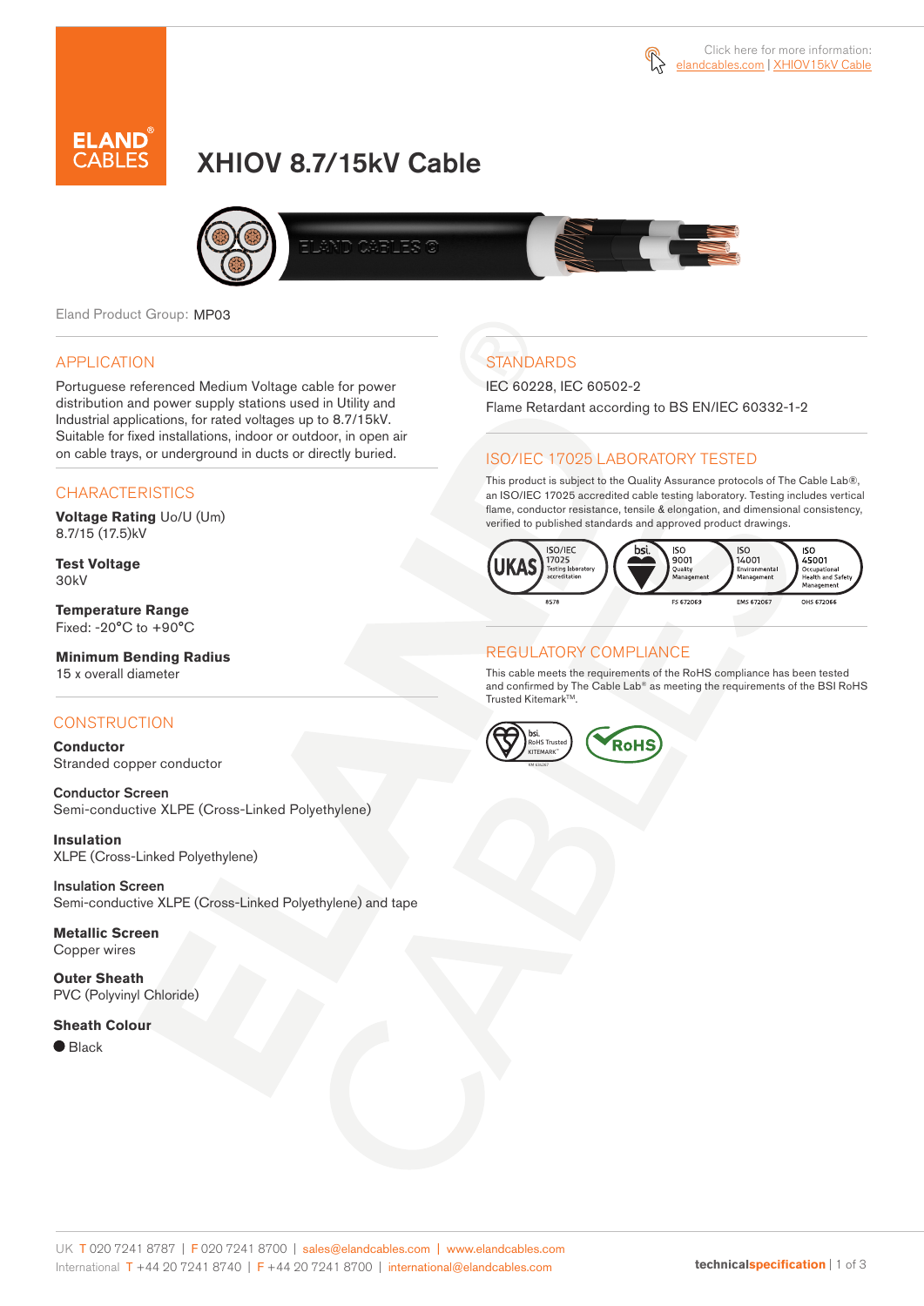Click here for more information: elandcables.com | XHIOV15kV Cable

# XHIOV 8.7/15kV Cable

Eland Product Group: MP03

## APPLICATION

Portuguese referenced Medium Voltage cable for power distribution and power supply stations used in Utility and Industrial applications, for rated voltages up to 8.7/15kV. Suitable for fixed installations, indoor or outdoor, in open air on cable trays, or underground in ducts or directly buried.

## CHARACTERISTICS

**Voltage Rating** Uo/U (Um)
8.7/15 (17.5)kV

**Test Voltage**
30kV

**Temperature Range**
Fixed: -20°C to +90°C

**Minimum Bending Radius**
15 x overall diameter

## CONSTRUCTION

**Conductor**
Stranded copper conductor

**Conductor Screen**
Semi-conductive XLPE (Cross-Linked Polyethylene)

**Insulation**
XLPE (Cross-Linked Polyethylene)

**Insulation Screen**
Semi-conductive XLPE (Cross-Linked Polyethylene) and tape

**Metallic Screen**
Copper wires

**Outer Sheath**
PVC (Polyvinyl Chloride)

**Sheath Colour**
● Black

## STANDARDS

IEC 60228, IEC 60502-2

Flame Retardant according to BS EN/IEC 60332-1-2

## ISO/IEC 17025 LABORATORY TESTED

This product is subject to the Quality Assurance protocols of The Cable Lab®, an ISO/IEC 17025 accredited cable testing laboratory. Testing includes vertical flame, conductor resistance, tensile & elongation, and dimensional consistency, verified to published standards and approved product drawings.

UKAS ISO/IEC 17025 Testing laboratory accreditation 8578 | bsi ISO 9001 Quality Management FS 672069 | ISO 14001 Environmental Management EMS 672067 | ISO 45001 Occupational Health and Safety Management OHS 672066

## REGULATORY COMPLIANCE

This cable meets the requirements of the RoHS compliance has been tested and confirmed by The Cable Lab® as meeting the requirements of the BSI RoHS Trusted Kitemark™.

bsi RoHS Trusted KITEMARK™ | RoHS

UK T 020 7241 8787 | F 020 7241 8700 | sales@elandcables.com | www.elandcables.com
International T +44 20 7241 8740 | F +44 20 7241 8700 | international@elandcables.com

technicalspecification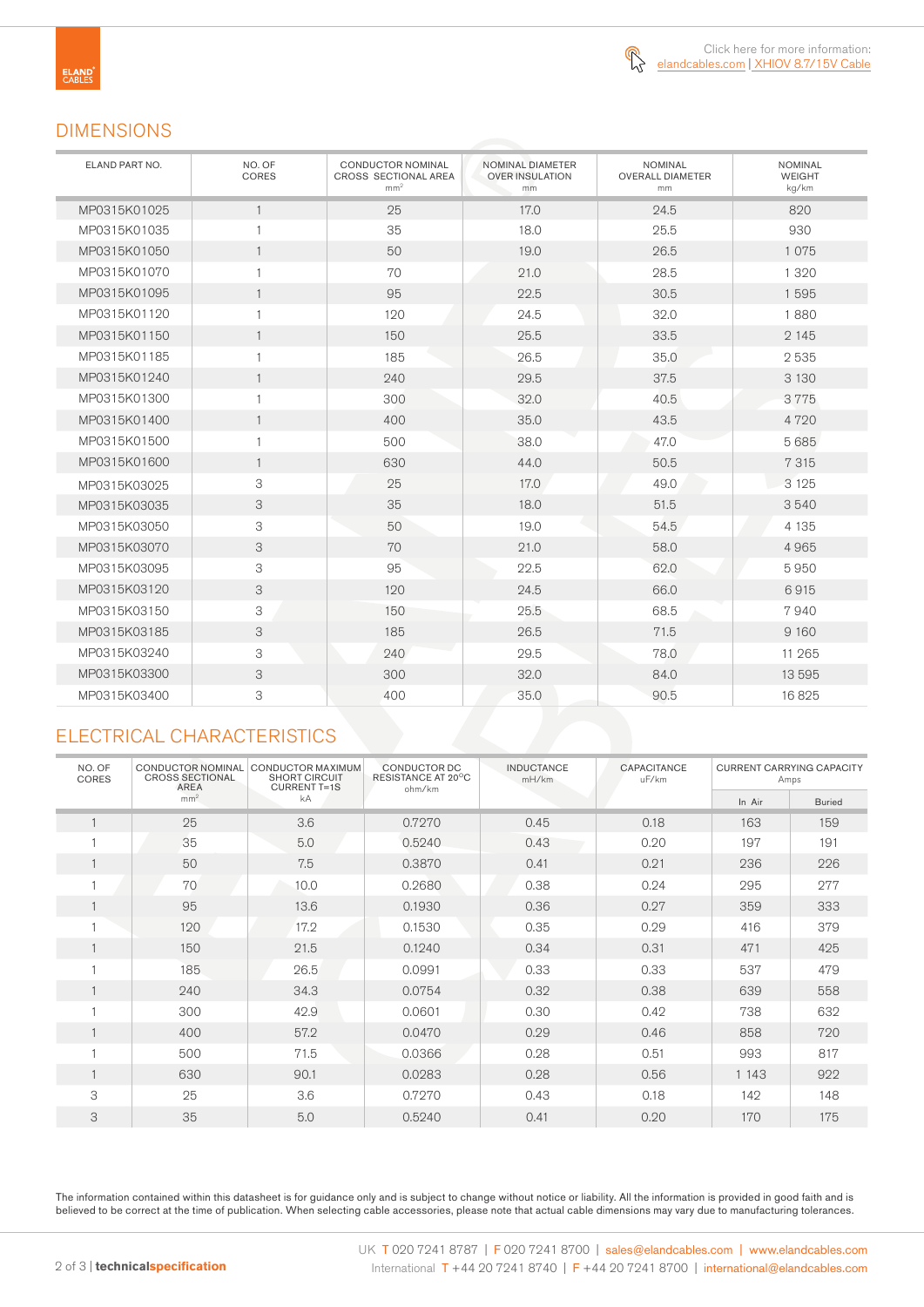Click here for more information:
elandcables.com | XHIOV 8.7/15V Cable

## DIMENSIONS

| ELAND PART NO. | NO. OF CORES | CONDUCTOR NOMINAL CROSS SECTIONAL AREA mm² | NOMINAL DIAMETER OVER INSULATION mm | NOMINAL OVERALL DIAMETER mm | NOMINAL WEIGHT kg/km |
|---|---|---|---|---|---|
| MP0315K01025 | 1 | 25 | 17.0 | 24.5 | 820 |
| MP0315K01035 | 1 | 35 | 18.0 | 25.5 | 930 |
| MP0315K01050 | 1 | 50 | 19.0 | 26.5 | 1 075 |
| MP0315K01070 | 1 | 70 | 21.0 | 28.5 | 1 320 |
| MP0315K01095 | 1 | 95 | 22.5 | 30.5 | 1 595 |
| MP0315K01120 | 1 | 120 | 24.5 | 32.0 | 1 880 |
| MP0315K01150 | 1 | 150 | 25.5 | 33.5 | 2 145 |
| MP0315K01185 | 1 | 185 | 26.5 | 35.0 | 2 535 |
| MP0315K01240 | 1 | 240 | 29.5 | 37.5 | 3 130 |
| MP0315K01300 | 1 | 300 | 32.0 | 40.5 | 3 775 |
| MP0315K01400 | 1 | 400 | 35.0 | 43.5 | 4 720 |
| MP0315K01500 | 1 | 500 | 38.0 | 47.0 | 5 685 |
| MP0315K01600 | 1 | 630 | 44.0 | 50.5 | 7 315 |
| MP0315K03025 | 3 | 25 | 17.0 | 49.0 | 3 125 |
| MP0315K03035 | 3 | 35 | 18.0 | 51.5 | 3 540 |
| MP0315K03050 | 3 | 50 | 19.0 | 54.5 | 4 135 |
| MP0315K03070 | 3 | 70 | 21.0 | 58.0 | 4 965 |
| MP0315K03095 | 3 | 95 | 22.5 | 62.0 | 5 950 |
| MP0315K03120 | 3 | 120 | 24.5 | 66.0 | 6 915 |
| MP0315K03150 | 3 | 150 | 25.5 | 68.5 | 7 940 |
| MP0315K03185 | 3 | 185 | 26.5 | 71.5 | 9 160 |
| MP0315K03240 | 3 | 240 | 29.5 | 78.0 | 11 265 |
| MP0315K03300 | 3 | 300 | 32.0 | 84.0 | 13 595 |
| MP0315K03400 | 3 | 400 | 35.0 | 90.5 | 16 825 |

## ELECTRICAL CHARACTERISTICS

| NO. OF CORES | CONDUCTOR NOMINAL CROSS SECTIONAL AREA mm² | CONDUCTOR MAXIMUM SHORT CIRCUIT CURRENT T=1S kA | CONDUCTOR DC RESISTANCE AT 20°C ohm/km | INDUCTANCE mH/km | CAPACITANCE uF/km | CURRENT CARRYING CAPACITY Amps | |
|---|---|---|---|---|---|---|---|
| | | | | | | In Air | Buried |
| 1 | 25 | 3.6 | 0.7270 | 0.45 | 0.18 | 163 | 159 |
| 1 | 35 | 5.0 | 0.5240 | 0.43 | 0.20 | 197 | 191 |
| 1 | 50 | 7.5 | 0.3870 | 0.41 | 0.21 | 236 | 226 |
| 1 | 70 | 10.0 | 0.2680 | 0.38 | 0.24 | 295 | 277 |
| 1 | 95 | 13.6 | 0.1930 | 0.36 | 0.27 | 359 | 333 |
| 1 | 120 | 17.2 | 0.1530 | 0.35 | 0.29 | 416 | 379 |
| 1 | 150 | 21.5 | 0.1240 | 0.34 | 0.31 | 471 | 425 |
| 1 | 185 | 26.5 | 0.0991 | 0.33 | 0.33 | 537 | 479 |
| 1 | 240 | 34.3 | 0.0754 | 0.32 | 0.38 | 639 | 558 |
| 1 | 300 | 42.9 | 0.0601 | 0.30 | 0.42 | 738 | 632 |
| 1 | 400 | 57.2 | 0.0470 | 0.29 | 0.46 | 858 | 720 |
| 1 | 500 | 71.5 | 0.0366 | 0.28 | 0.51 | 993 | 817 |
| 1 | 630 | 90.1 | 0.0283 | 0.28 | 0.56 | 1 143 | 922 |
| 3 | 25 | 3.6 | 0.7270 | 0.43 | 0.18 | 142 | 148 |
| 3 | 35 | 5.0 | 0.5240 | 0.41 | 0.20 | 170 | 175 |

The information contained within this datasheet is for guidance only and is subject to change without notice or liability. All the information is provided in good faith and is believed to be correct at the time of publication. When selecting cable accessories, please note that actual cable dimensions may vary due to manufacturing tolerances.

UK T 020 7241 8787 | F 020 7241 8700 | sales@elandcables.com | www.elandcables.com
International T +44 20 7241 8740 | F +44 20 7241 8700 | international@elandcables.com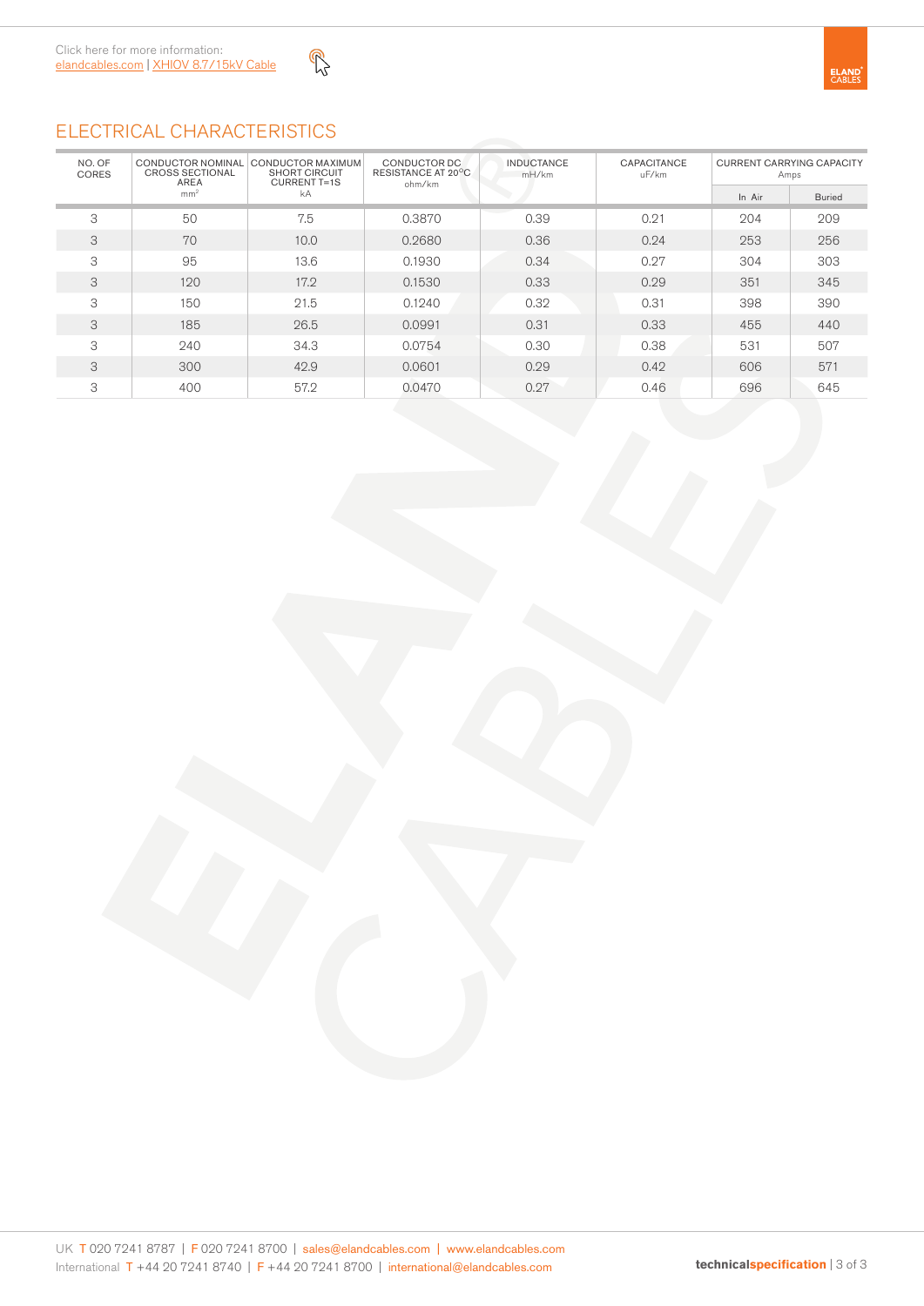Click here for more information:
elandcables.com | XHIOV 8.7/15kV Cable

## ELECTRICAL CHARACTERISTICS

| NO. OF CORES | CONDUCTOR NOMINAL CROSS SECTIONAL AREA $mm^2$ | CONDUCTOR MAXIMUM SHORT CIRCUIT CURRENT T=1S kA | CONDUCTOR DC RESISTANCE AT 20°C ohm/km | INDUCTANCE mH/km | CAPACITANCE uF/km | CURRENT CARRYING CAPACITY Amps | |
|---|---|---|---|---|---|---|---|
| | | | | | | In Air | Buried |
| 3 | 50 | 7.5 | 0.3870 | 0.39 | 0.21 | 204 | 209 |
| 3 | 70 | 10.0 | 0.2680 | 0.36 | 0.24 | 253 | 256 |
| 3 | 95 | 13.6 | 0.1930 | 0.34 | 0.27 | 304 | 303 |
| 3 | 120 | 17.2 | 0.1530 | 0.33 | 0.29 | 351 | 345 |
| 3 | 150 | 21.5 | 0.1240 | 0.32 | 0.31 | 398 | 390 |
| 3 | 185 | 26.5 | 0.0991 | 0.31 | 0.33 | 455 | 440 |
| 3 | 240 | 34.3 | 0.0754 | 0.30 | 0.38 | 531 | 507 |
| 3 | 300 | 42.9 | 0.0601 | 0.29 | 0.42 | 606 | 571 |
| 3 | 400 | 57.2 | 0.0470 | 0.27 | 0.46 | 696 | 645 |

UK T 020 7241 8787 | F 020 7241 8700 | sales@elandcables.com | www.elandcables.com
International T +44 20 7241 8740 | F +44 20 7241 8700 | international@elandcables.com